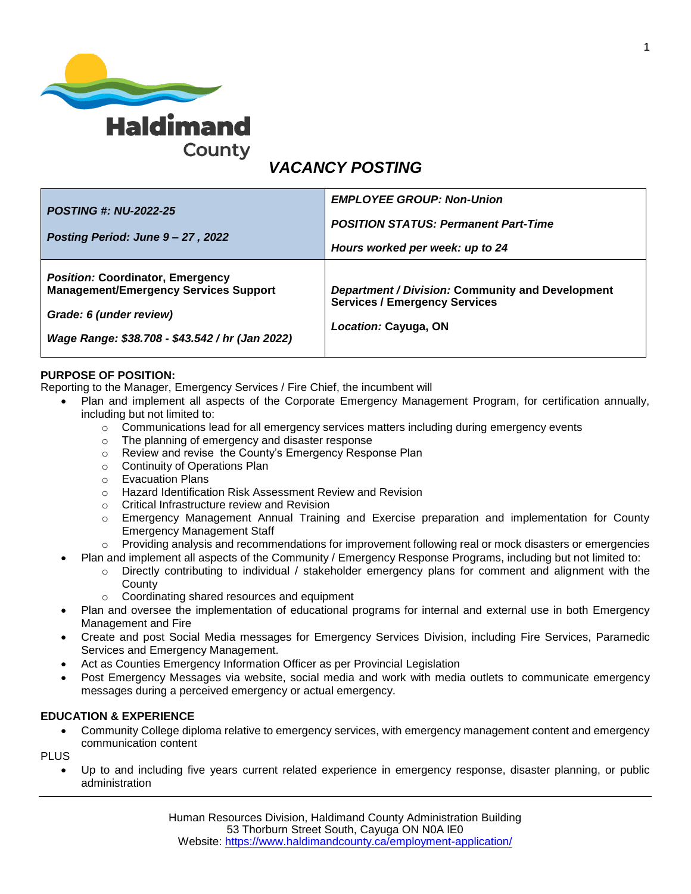Haldimand County

# VACANCY POSTING

| | |
|---|---|
| ***POSTING #: NU-2022-25***<br><br>***Posting Period: June 9 – 27 , 2022*** | ***EMPLOYEE GROUP: Non-Union***<br><br>***POSITION STATUS: Permanent Part-Time***<br><br>***Hours worked per week: up to 24*** |
| ***Position:* Coordinator, Emergency Management/Emergency Services Support**<br><br>***Grade: 6 (under review)***<br><br>***Wage Range: $38.708 - $43.542 / hr (Jan 2022)*** | ***Department / Division:* Community and Development Services / Emergency Services**<br><br>***Location:* Cayuga, ON** |

**PURPOSE OF POSITION:**

Reporting to the Manager, Emergency Services / Fire Chief, the incumbent will

- Plan and implement all aspects of the Corporate Emergency Management Program, for certification annually, including but not limited to:
  - Communications lead for all emergency services matters including during emergency events
  - The planning of emergency and disaster response
  - Review and revise the County's Emergency Response Plan
  - Continuity of Operations Plan
  - Evacuation Plans
  - Hazard Identification Risk Assessment Review and Revision
  - Critical Infrastructure review and Revision
  - Emergency Management Annual Training and Exercise preparation and implementation for County Emergency Management Staff
  - Providing analysis and recommendations for improvement following real or mock disasters or emergencies
- Plan and implement all aspects of the Community / Emergency Response Programs, including but not limited to:
  - Directly contributing to individual / stakeholder emergency plans for comment and alignment with the County
  - Coordinating shared resources and equipment
- Plan and oversee the implementation of educational programs for internal and external use in both Emergency Management and Fire
- Create and post Social Media messages for Emergency Services Division, including Fire Services, Paramedic Services and Emergency Management.
- Act as Counties Emergency Information Officer as per Provincial Legislation
- Post Emergency Messages via website, social media and work with media outlets to communicate emergency messages during a perceived emergency or actual emergency.

**EDUCATION & EXPERIENCE**

- Community College diploma relative to emergency services, with emergency management content and emergency communication content

PLUS

- Up to and including five years current related experience in emergency response, disaster planning, or public administration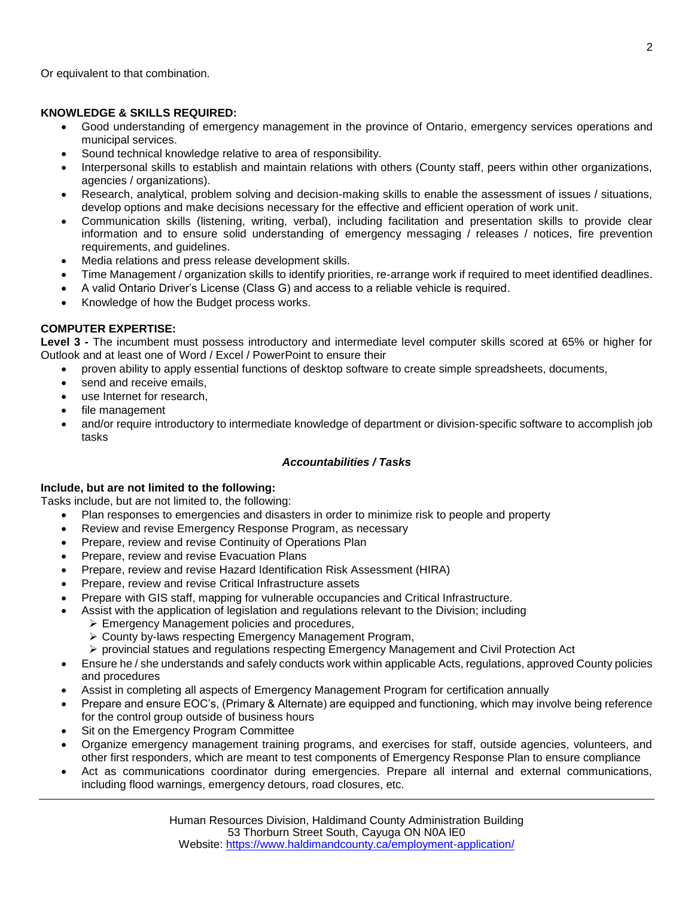Or equivalent to that combination.

**KNOWLEDGE & SKILLS REQUIRED:**

- Good understanding of emergency management in the province of Ontario, emergency services operations and municipal services.
- Sound technical knowledge relative to area of responsibility.
- Interpersonal skills to establish and maintain relations with others (County staff, peers within other organizations, agencies / organizations).
- Research, analytical, problem solving and decision-making skills to enable the assessment of issues / situations, develop options and make decisions necessary for the effective and efficient operation of work unit.
- Communication skills (listening, writing, verbal), including facilitation and presentation skills to provide clear information and to ensure solid understanding of emergency messaging / releases / notices, fire prevention requirements, and guidelines.
- Media relations and press release development skills.
- Time Management / organization skills to identify priorities, re-arrange work if required to meet identified deadlines.
- A valid Ontario Driver's License (Class G) and access to a reliable vehicle is required.
- Knowledge of how the Budget process works.

**COMPUTER EXPERTISE:**

**Level 3 -** The incumbent must possess introductory and intermediate level computer skills scored at 65% or higher for Outlook and at least one of Word / Excel / PowerPoint to ensure their

- proven ability to apply essential functions of desktop software to create simple spreadsheets, documents,
- send and receive emails,
- use Internet for research,
- file management
- and/or require introductory to intermediate knowledge of department or division-specific software to accomplish job tasks

***Accountabilities / Tasks***

**Include, but are not limited to the following:**

Tasks include, but are not limited to, the following:

- Plan responses to emergencies and disasters in order to minimize risk to people and property
- Review and revise Emergency Response Program, as necessary
- Prepare, review and revise Continuity of Operations Plan
- Prepare, review and revise Evacuation Plans
- Prepare, review and revise Hazard Identification Risk Assessment (HIRA)
- Prepare, review and revise Critical Infrastructure assets
- Prepare with GIS staff, mapping for vulnerable occupancies and Critical Infrastructure.
- Assist with the application of legislation and regulations relevant to the Division; including
  - Emergency Management policies and procedures,
  - County by-laws respecting Emergency Management Program,
  - provincial statues and regulations respecting Emergency Management and Civil Protection Act
- Ensure he / she understands and safely conducts work within applicable Acts, regulations, approved County policies and procedures
- Assist in completing all aspects of Emergency Management Program for certification annually
- Prepare and ensure EOC's, (Primary & Alternate) are equipped and functioning, which may involve being reference for the control group outside of business hours
- Sit on the Emergency Program Committee
- Organize emergency management training programs, and exercises for staff, outside agencies, volunteers, and other first responders, which are meant to test components of Emergency Response Plan to ensure compliance
- Act as communications coordinator during emergencies. Prepare all internal and external communications, including flood warnings, emergency detours, road closures, etc.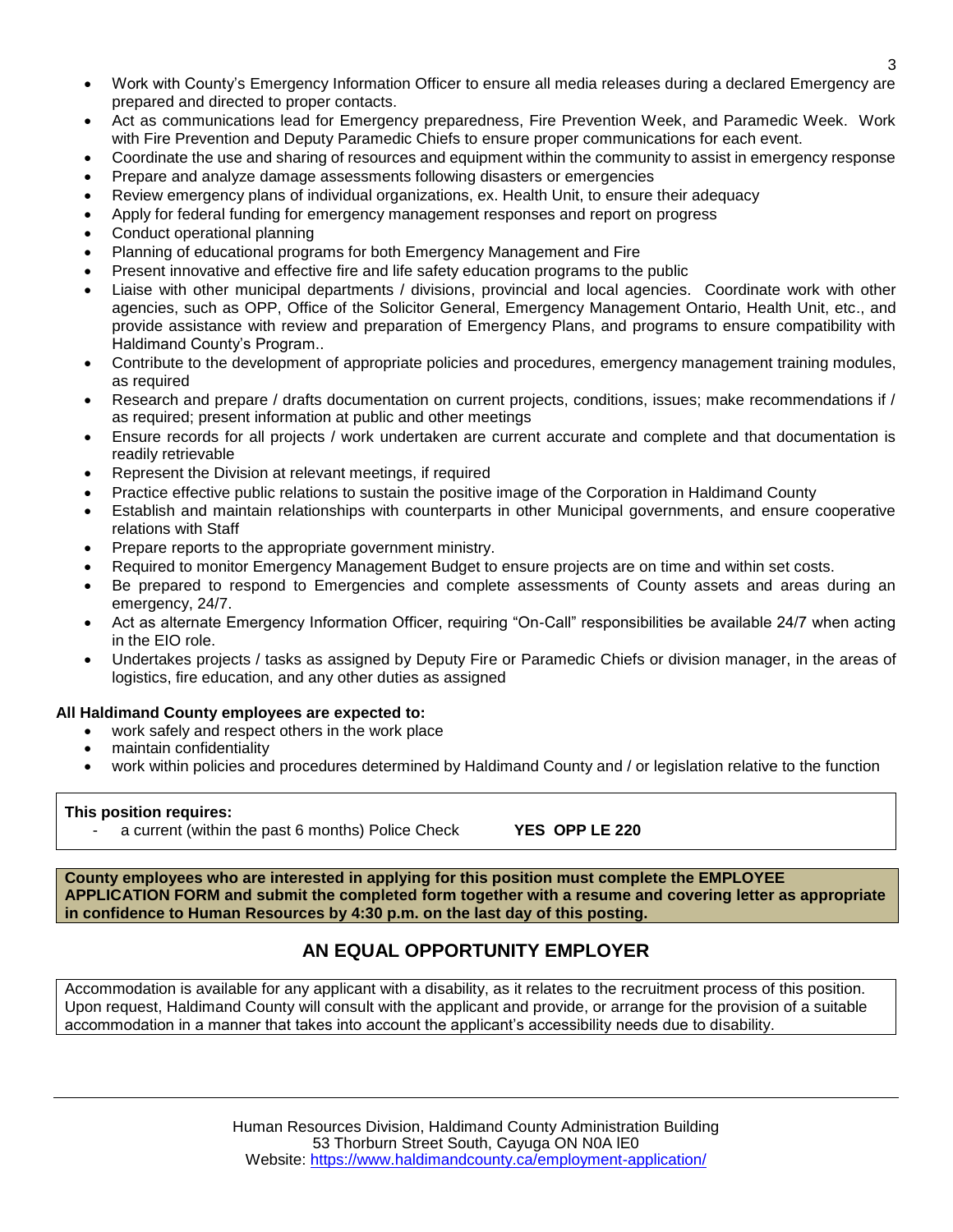- Work with County's Emergency Information Officer to ensure all media releases during a declared Emergency are prepared and directed to proper contacts.
- Act as communications lead for Emergency preparedness, Fire Prevention Week, and Paramedic Week. Work with Fire Prevention and Deputy Paramedic Chiefs to ensure proper communications for each event.
- Coordinate the use and sharing of resources and equipment within the community to assist in emergency response
- Prepare and analyze damage assessments following disasters or emergencies
- Review emergency plans of individual organizations, ex. Health Unit, to ensure their adequacy
- Apply for federal funding for emergency management responses and report on progress
- Conduct operational planning
- Planning of educational programs for both Emergency Management and Fire
- Present innovative and effective fire and life safety education programs to the public
- Liaise with other municipal departments / divisions, provincial and local agencies. Coordinate work with other agencies, such as OPP, Office of the Solicitor General, Emergency Management Ontario, Health Unit, etc., and provide assistance with review and preparation of Emergency Plans, and programs to ensure compatibility with Haldimand County's Program..
- Contribute to the development of appropriate policies and procedures, emergency management training modules, as required
- Research and prepare / drafts documentation on current projects, conditions, issues; make recommendations if / as required; present information at public and other meetings
- Ensure records for all projects / work undertaken are current accurate and complete and that documentation is readily retrievable
- Represent the Division at relevant meetings, if required
- Practice effective public relations to sustain the positive image of the Corporation in Haldimand County
- Establish and maintain relationships with counterparts in other Municipal governments, and ensure cooperative relations with Staff
- Prepare reports to the appropriate government ministry.
- Required to monitor Emergency Management Budget to ensure projects are on time and within set costs.
- Be prepared to respond to Emergencies and complete assessments of County assets and areas during an emergency, 24/7.
- Act as alternate Emergency Information Officer, requiring "On-Call" responsibilities be available 24/7 when acting in the EIO role.
- Undertakes projects / tasks as assigned by Deputy Fire or Paramedic Chiefs or division manager, in the areas of logistics, fire education, and any other duties as assigned

**All Haldimand County employees are expected to:**

- work safely and respect others in the work place
- maintain confidentiality
- work within policies and procedures determined by Haldimand County and / or legislation relative to the function

**This position requires:**

- a current (within the past 6 months) Police Check **YES OPP LE 220**

**County employees who are interested in applying for this position must complete the EMPLOYEE APPLICATION FORM and submit the completed form together with a resume and covering letter as appropriate in confidence to Human Resources by 4:30 p.m. on the last day of this posting.**

## AN EQUAL OPPORTUNITY EMPLOYER

Accommodation is available for any applicant with a disability, as it relates to the recruitment process of this position. Upon request, Haldimand County will consult with the applicant and provide, or arrange for the provision of a suitable accommodation in a manner that takes into account the applicant's accessibility needs due to disability.

Human Resources Division, Haldimand County Administration Building
53 Thorburn Street South, Cayuga ON N0A lE0
Website: https://www.haldimandcounty.ca/employment-application/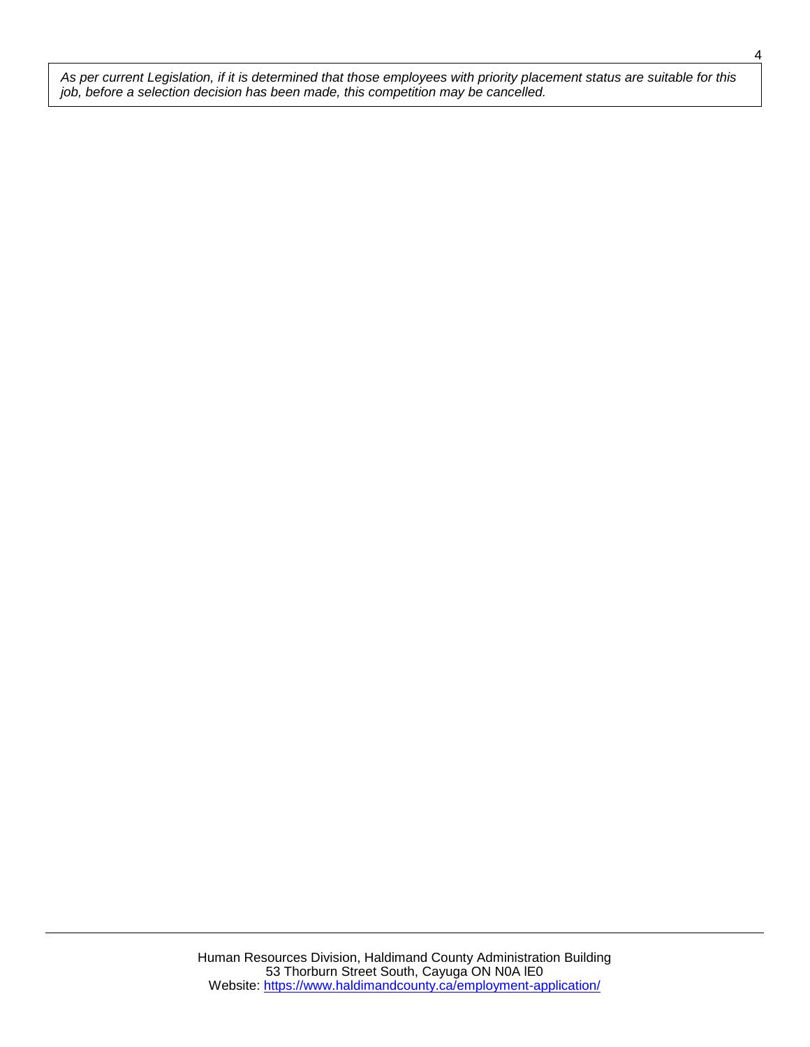*As per current Legislation, if it is determined that those employees with priority placement status are suitable for this job, before a selection decision has been made, this competition may be cancelled.*

Human Resources Division, Haldimand County Administration Building
53 Thorburn Street South, Cayuga ON N0A lE0
Website: https://www.haldimandcounty.ca/employment-application/